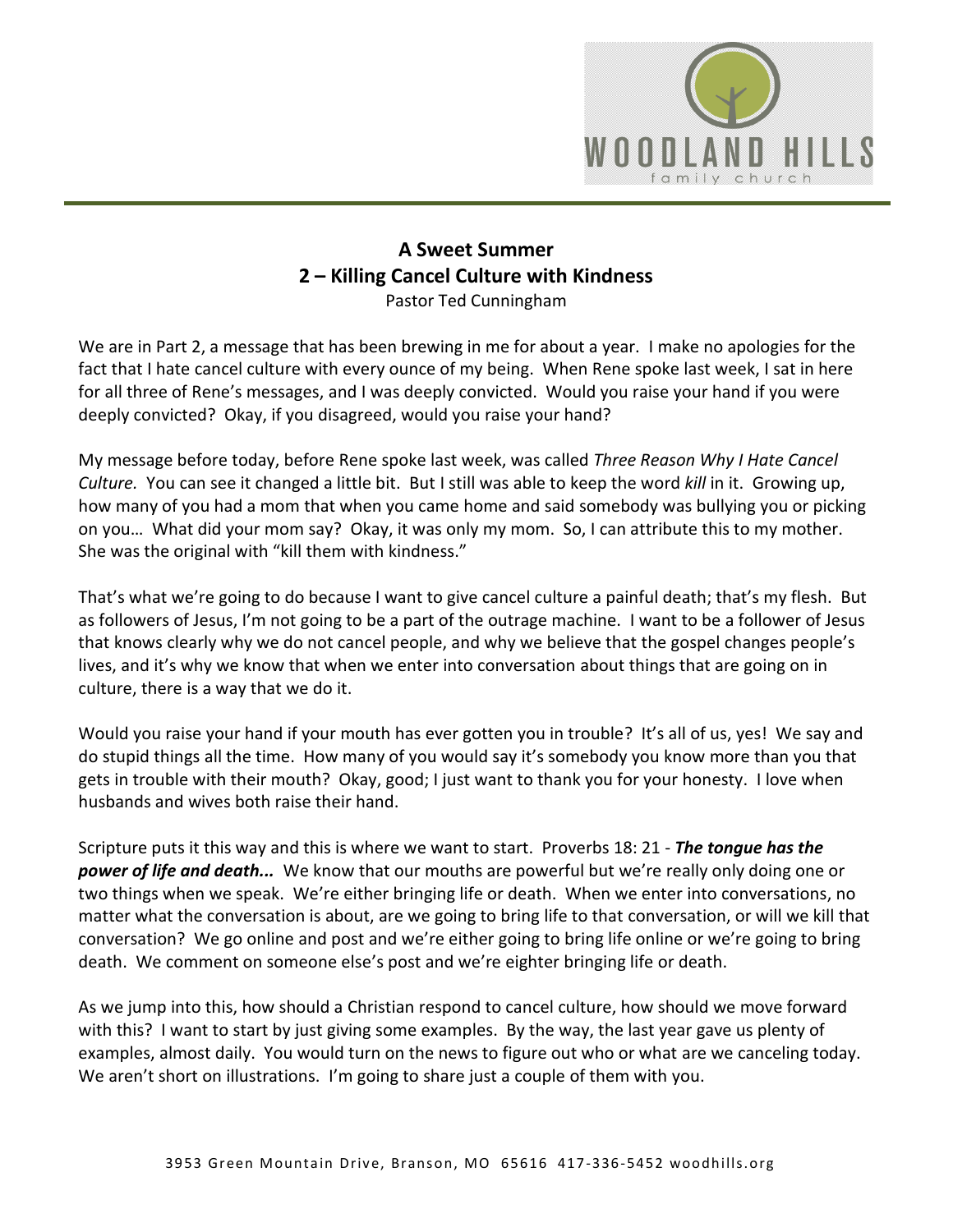# A Sweet Summer
## 2 – Killing Cancel Culture with Kindness
Pastor Ted Cunningham

We are in Part 2, a message that has been brewing in me for about a year. I make no apologies for the fact that I hate cancel culture with every ounce of my being. When Rene spoke last week, I sat in here for all three of Rene's messages, and I was deeply convicted. Would you raise your hand if you were deeply convicted? Okay, if you disagreed, would you raise your hand?

My message before today, before Rene spoke last week, was called *Three Reason Why I Hate Cancel Culture.* You can see it changed a little bit. But I still was able to keep the word *kill* in it. Growing up, how many of you had a mom that when you came home and said somebody was bullying you or picking on you… What did your mom say? Okay, it was only my mom. So, I can attribute this to my mother. She was the original with "kill them with kindness."

That's what we're going to do because I want to give cancel culture a painful death; that's my flesh. But as followers of Jesus, I'm not going to be a part of the outrage machine. I want to be a follower of Jesus that knows clearly why we do not cancel people, and why we believe that the gospel changes people's lives, and it's why we know that when we enter into conversation about things that are going on in culture, there is a way that we do it.

Would you raise your hand if your mouth has ever gotten you in trouble? It's all of us, yes! We say and do stupid things all the time. How many of you would say it's somebody you know more than you that gets in trouble with their mouth? Okay, good; I just want to thank you for your honesty. I love when husbands and wives both raise their hand.

Scripture puts it this way and this is where we want to start. Proverbs 18: 21 - ***The tongue has the power of life and death...*** We know that our mouths are powerful but we're really only doing one or two things when we speak. We're either bringing life or death. When we enter into conversations, no matter what the conversation is about, are we going to bring life to that conversation, or will we kill that conversation? We go online and post and we're either going to bring life online or we're going to bring death. We comment on someone else's post and we're eighter bringing life or death.

As we jump into this, how should a Christian respond to cancel culture, how should we move forward with this? I want to start by just giving some examples. By the way, the last year gave us plenty of examples, almost daily. You would turn on the news to figure out who or what are we canceling today. We aren't short on illustrations. I'm going to share just a couple of them with you.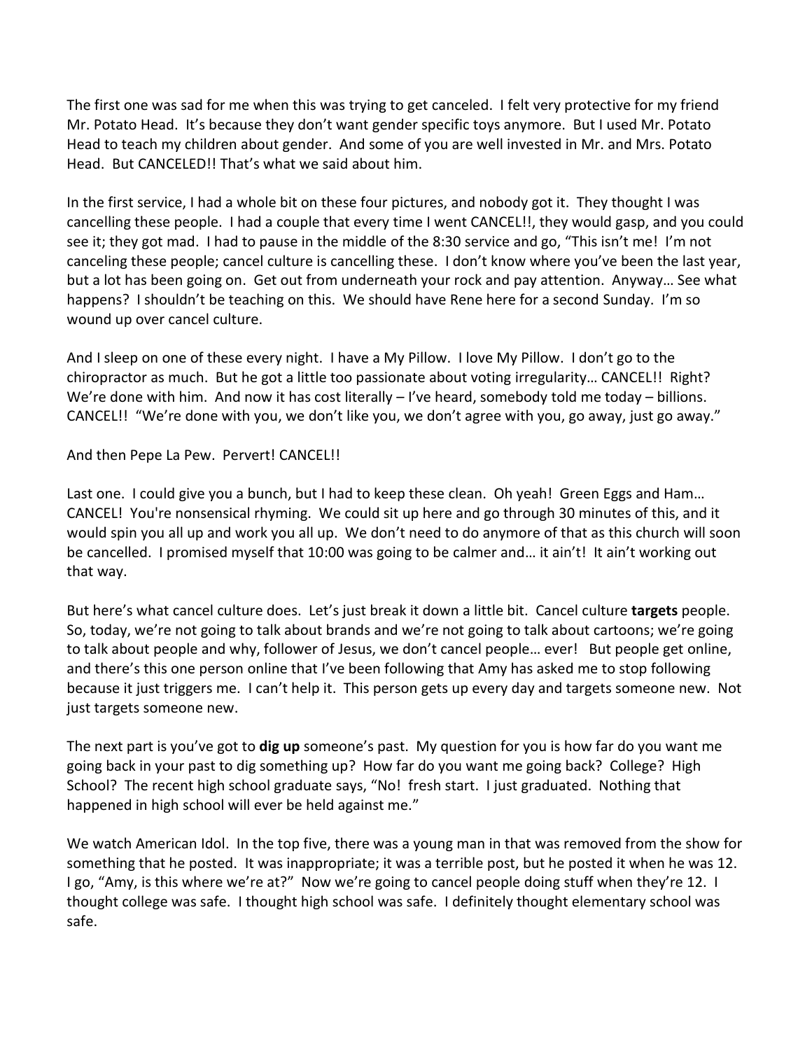The first one was sad for me when this was trying to get canceled. I felt very protective for my friend Mr. Potato Head. It's because they don't want gender specific toys anymore. But I used Mr. Potato Head to teach my children about gender. And some of you are well invested in Mr. and Mrs. Potato Head. But CANCELED!! That's what we said about him.

In the first service, I had a whole bit on these four pictures, and nobody got it. They thought I was cancelling these people. I had a couple that every time I went CANCEL!!, they would gasp, and you could see it; they got mad. I had to pause in the middle of the 8:30 service and go, "This isn't me! I'm not canceling these people; cancel culture is cancelling these. I don't know where you've been the last year, but a lot has been going on. Get out from underneath your rock and pay attention. Anyway… See what happens? I shouldn't be teaching on this. We should have Rene here for a second Sunday. I'm so wound up over cancel culture.

And I sleep on one of these every night. I have a My Pillow. I love My Pillow. I don't go to the chiropractor as much. But he got a little too passionate about voting irregularity… CANCEL!! Right? We're done with him. And now it has cost literally – I've heard, somebody told me today – billions. CANCEL!! "We're done with you, we don't like you, we don't agree with you, go away, just go away."

And then Pepe La Pew. Pervert! CANCEL!!

Last one. I could give you a bunch, but I had to keep these clean. Oh yeah! Green Eggs and Ham… CANCEL! You're nonsensical rhyming. We could sit up here and go through 30 minutes of this, and it would spin you all up and work you all up. We don't need to do anymore of that as this church will soon be cancelled. I promised myself that 10:00 was going to be calmer and… it ain't! It ain't working out that way.

But here's what cancel culture does. Let's just break it down a little bit. Cancel culture **targets** people. So, today, we're not going to talk about brands and we're not going to talk about cartoons; we're going to talk about people and why, follower of Jesus, we don't cancel people… ever! But people get online, and there's this one person online that I've been following that Amy has asked me to stop following because it just triggers me. I can't help it. This person gets up every day and targets someone new. Not just targets someone new.

The next part is you've got to **dig up** someone's past. My question for you is how far do you want me going back in your past to dig something up? How far do you want me going back? College? High School? The recent high school graduate says, "No! fresh start. I just graduated. Nothing that happened in high school will ever be held against me."

We watch American Idol. In the top five, there was a young man in that was removed from the show for something that he posted. It was inappropriate; it was a terrible post, but he posted it when he was 12. I go, "Amy, is this where we're at?" Now we're going to cancel people doing stuff when they're 12. I thought college was safe. I thought high school was safe. I definitely thought elementary school was safe.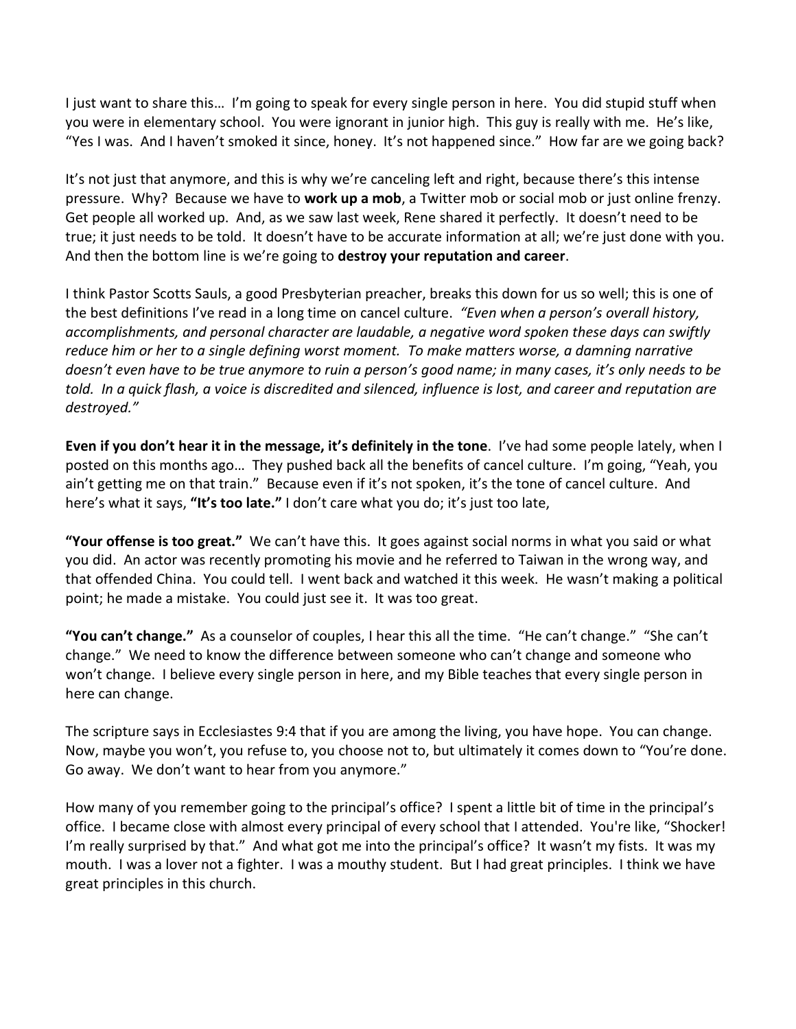I just want to share this… I'm going to speak for every single person in here. You did stupid stuff when you were in elementary school. You were ignorant in junior high. This guy is really with me. He's like, "Yes I was. And I haven't smoked it since, honey. It's not happened since." How far are we going back?

It's not just that anymore, and this is why we're canceling left and right, because there's this intense pressure. Why? Because we have to **work up a mob**, a Twitter mob or social mob or just online frenzy. Get people all worked up. And, as we saw last week, Rene shared it perfectly. It doesn't need to be true; it just needs to be told. It doesn't have to be accurate information at all; we're just done with you. And then the bottom line is we're going to **destroy your reputation and career**.

I think Pastor Scotts Sauls, a good Presbyterian preacher, breaks this down for us so well; this is one of the best definitions I've read in a long time on cancel culture. *"Even when a person's overall history, accomplishments, and personal character are laudable, a negative word spoken these days can swiftly reduce him or her to a single defining worst moment. To make matters worse, a damning narrative doesn't even have to be true anymore to ruin a person's good name; in many cases, it's only needs to be told. In a quick flash, a voice is discredited and silenced, influence is lost, and career and reputation are destroyed."*

**Even if you don't hear it in the message, it's definitely in the tone**. I've had some people lately, when I posted on this months ago… They pushed back all the benefits of cancel culture. I'm going, "Yeah, you ain't getting me on that train." Because even if it's not spoken, it's the tone of cancel culture. And here's what it says, **"It's too late."** I don't care what you do; it's just too late,

**"Your offense is too great."** We can't have this. It goes against social norms in what you said or what you did. An actor was recently promoting his movie and he referred to Taiwan in the wrong way, and that offended China. You could tell. I went back and watched it this week. He wasn't making a political point; he made a mistake. You could just see it. It was too great.

**"You can't change."** As a counselor of couples, I hear this all the time. "He can't change." "She can't change." We need to know the difference between someone who can't change and someone who won't change. I believe every single person in here, and my Bible teaches that every single person in here can change.

The scripture says in Ecclesiastes 9:4 that if you are among the living, you have hope. You can change. Now, maybe you won't, you refuse to, you choose not to, but ultimately it comes down to "You're done. Go away. We don't want to hear from you anymore."

How many of you remember going to the principal's office? I spent a little bit of time in the principal's office. I became close with almost every principal of every school that I attended. You're like, "Shocker! I'm really surprised by that." And what got me into the principal's office? It wasn't my fists. It was my mouth. I was a lover not a fighter. I was a mouthy student. But I had great principles. I think we have great principles in this church.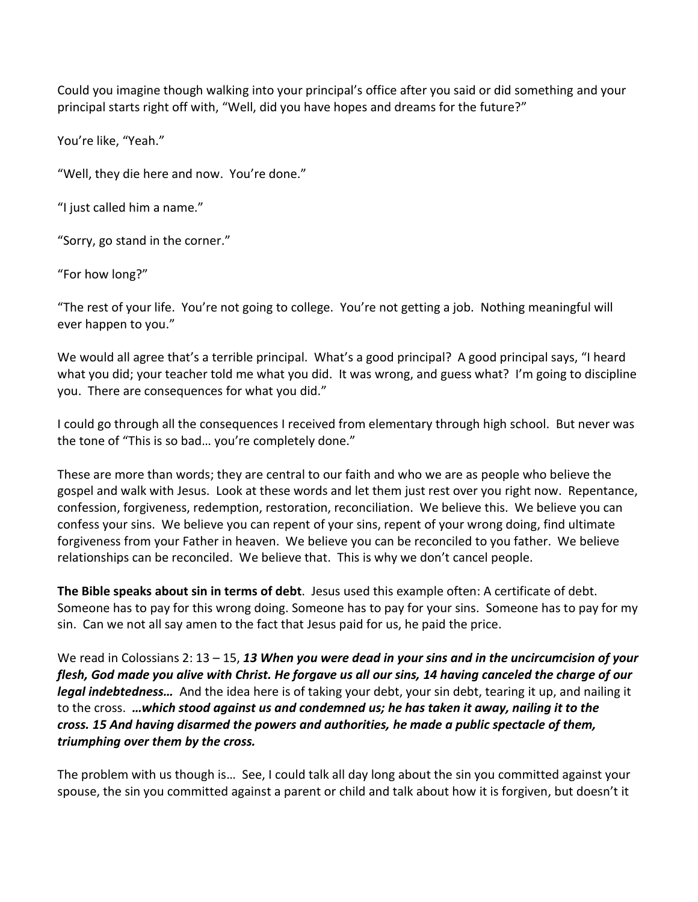Could you imagine though walking into your principal's office after you said or did something and your principal starts right off with, "Well, did you have hopes and dreams for the future?"

You're like, "Yeah."

"Well, they die here and now. You're done."

"I just called him a name."

"Sorry, go stand in the corner."

"For how long?"

"The rest of your life. You're not going to college. You're not getting a job. Nothing meaningful will ever happen to you."

We would all agree that's a terrible principal. What's a good principal? A good principal says, "I heard what you did; your teacher told me what you did. It was wrong, and guess what? I'm going to discipline you. There are consequences for what you did."

I could go through all the consequences I received from elementary through high school. But never was the tone of "This is so bad… you're completely done."

These are more than words; they are central to our faith and who we are as people who believe the gospel and walk with Jesus. Look at these words and let them just rest over you right now. Repentance, confession, forgiveness, redemption, restoration, reconciliation. We believe this. We believe you can confess your sins. We believe you can repent of your sins, repent of your wrong doing, find ultimate forgiveness from your Father in heaven. We believe you can be reconciled to you father. We believe relationships can be reconciled. We believe that. This is why we don't cancel people.

**The Bible speaks about sin in terms of debt**. Jesus used this example often: A certificate of debt. Someone has to pay for this wrong doing. Someone has to pay for your sins. Someone has to pay for my sin. Can we not all say amen to the fact that Jesus paid for us, he paid the price.

We read in Colossians 2: 13 – 15, ***13 When you were dead in your sins and in the uncircumcision of your flesh, God made you alive with Christ. He forgave us all our sins, 14 having canceled the charge of our legal indebtedness…*** And the idea here is of taking your debt, your sin debt, tearing it up, and nailing it to the cross. ***…which stood against us and condemned us; he has taken it away, nailing it to the cross. 15 And having disarmed the powers and authorities, he made a public spectacle of them, triumphing over them by the cross.***

The problem with us though is… See, I could talk all day long about the sin you committed against your spouse, the sin you committed against a parent or child and talk about how it is forgiven, but doesn't it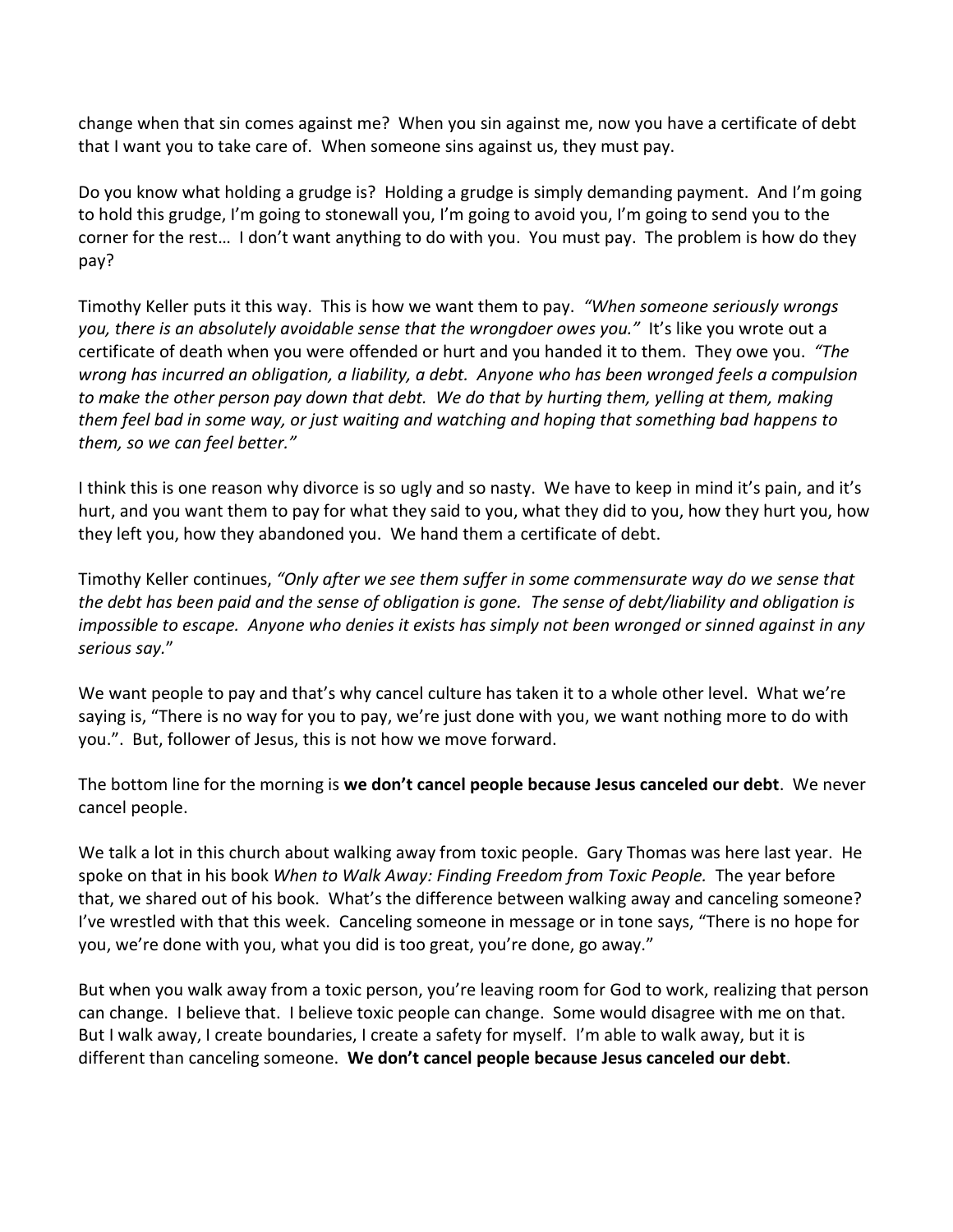change when that sin comes against me? When you sin against me, now you have a certificate of debt that I want you to take care of. When someone sins against us, they must pay.

Do you know what holding a grudge is? Holding a grudge is simply demanding payment. And I'm going to hold this grudge, I'm going to stonewall you, I'm going to avoid you, I'm going to send you to the corner for the rest… I don't want anything to do with you. You must pay. The problem is how do they pay?

Timothy Keller puts it this way. This is how we want them to pay. *"When someone seriously wrongs you, there is an absolutely avoidable sense that the wrongdoer owes you."* It's like you wrote out a certificate of death when you were offended or hurt and you handed it to them. They owe you. *"The wrong has incurred an obligation, a liability, a debt. Anyone who has been wronged feels a compulsion to make the other person pay down that debt. We do that by hurting them, yelling at them, making them feel bad in some way, or just waiting and watching and hoping that something bad happens to them, so we can feel better."*

I think this is one reason why divorce is so ugly and so nasty. We have to keep in mind it's pain, and it's hurt, and you want them to pay for what they said to you, what they did to you, how they hurt you, how they left you, how they abandoned you. We hand them a certificate of debt.

Timothy Keller continues, *"Only after we see them suffer in some commensurate way do we sense that the debt has been paid and the sense of obligation is gone. The sense of debt/liability and obligation is impossible to escape. Anyone who denies it exists has simply not been wronged or sinned against in any serious say."*

We want people to pay and that's why cancel culture has taken it to a whole other level. What we're saying is, "There is no way for you to pay, we're just done with you, we want nothing more to do with you.". But, follower of Jesus, this is not how we move forward.

The bottom line for the morning is **we don't cancel people because Jesus canceled our debt**. We never cancel people.

We talk a lot in this church about walking away from toxic people. Gary Thomas was here last year. He spoke on that in his book *When to Walk Away: Finding Freedom from Toxic People.* The year before that, we shared out of his book. What's the difference between walking away and canceling someone? I've wrestled with that this week. Canceling someone in message or in tone says, "There is no hope for you, we're done with you, what you did is too great, you're done, go away."

But when you walk away from a toxic person, you're leaving room for God to work, realizing that person can change. I believe that. I believe toxic people can change. Some would disagree with me on that. But I walk away, I create boundaries, I create a safety for myself. I'm able to walk away, but it is different than canceling someone. **We don't cancel people because Jesus canceled our debt**.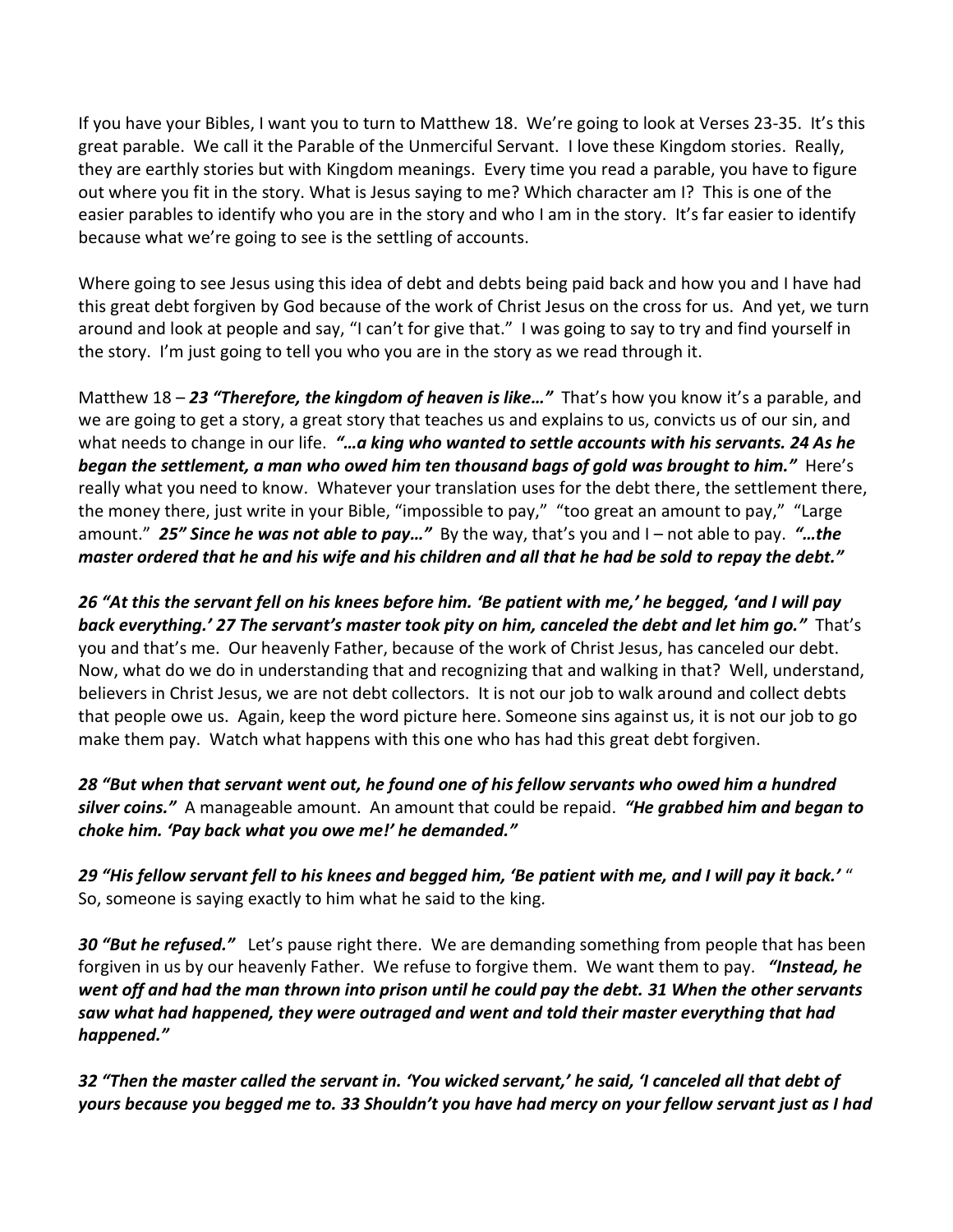If you have your Bibles, I want you to turn to Matthew 18. We're going to look at Verses 23-35. It's this great parable. We call it the Parable of the Unmerciful Servant. I love these Kingdom stories. Really, they are earthly stories but with Kingdom meanings. Every time you read a parable, you have to figure out where you fit in the story. What is Jesus saying to me? Which character am I? This is one of the easier parables to identify who you are in the story and who I am in the story. It's far easier to identify because what we're going to see is the settling of accounts.

Where going to see Jesus using this idea of debt and debts being paid back and how you and I have had this great debt forgiven by God because of the work of Christ Jesus on the cross for us. And yet, we turn around and look at people and say, "I can't for give that." I was going to say to try and find yourself in the story. I'm just going to tell you who you are in the story as we read through it.

Matthew 18 – ***23 "Therefore, the kingdom of heaven is like…"*** That's how you know it's a parable, and we are going to get a story, a great story that teaches us and explains to us, convicts us of our sin, and what needs to change in our life. ***"…a king who wanted to settle accounts with his servants. 24 As he began the settlement, a man who owed him ten thousand bags of gold was brought to him."*** Here's really what you need to know. Whatever your translation uses for the debt there, the settlement there, the money there, just write in your Bible, "impossible to pay," "too great an amount to pay," "Large amount." ***25" Since he was not able to pay…"*** By the way, that's you and I – not able to pay. ***"…the master ordered that he and his wife and his children and all that he had be sold to repay the debt."***

***26 "At this the servant fell on his knees before him. 'Be patient with me,' he begged, 'and I will pay back everything.' 27 The servant's master took pity on him, canceled the debt and let him go."*** That's you and that's me. Our heavenly Father, because of the work of Christ Jesus, has canceled our debt. Now, what do we do in understanding that and recognizing that and walking in that? Well, understand, believers in Christ Jesus, we are not debt collectors. It is not our job to walk around and collect debts that people owe us. Again, keep the word picture here. Someone sins against us, it is not our job to go make them pay. Watch what happens with this one who has had this great debt forgiven.

***28 "But when that servant went out, he found one of his fellow servants who owed him a hundred silver coins."*** A manageable amount. An amount that could be repaid. ***"He grabbed him and began to choke him. 'Pay back what you owe me!' he demanded."***

***29 "His fellow servant fell to his knees and begged him, 'Be patient with me, and I will pay it back.'*** " So, someone is saying exactly to him what he said to the king.

***30 "But he refused."*** Let's pause right there. We are demanding something from people that has been forgiven in us by our heavenly Father. We refuse to forgive them. We want them to pay. ***"Instead, he went off and had the man thrown into prison until he could pay the debt. 31 When the other servants saw what had happened, they were outraged and went and told their master everything that had happened."***

***32 "Then the master called the servant in. 'You wicked servant,' he said, 'I canceled all that debt of yours because you begged me to. 33 Shouldn't you have had mercy on your fellow servant just as I had***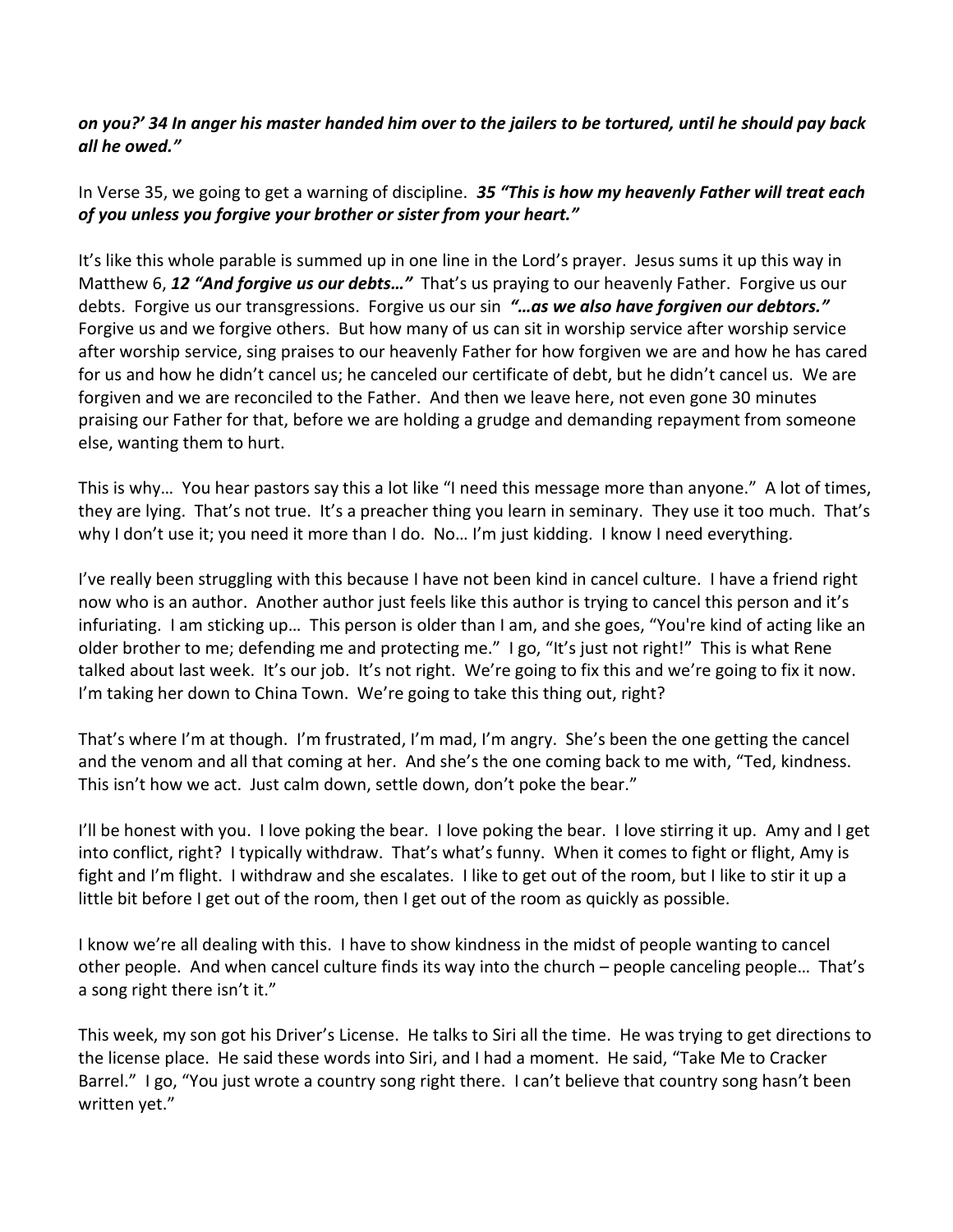***on you?' 34 In anger his master handed him over to the jailers to be tortured, until he should pay back all he owed."***

In Verse 35, we going to get a warning of discipline. ***35 "This is how my heavenly Father will treat each of you unless you forgive your brother or sister from your heart."***

It's like this whole parable is summed up in one line in the Lord's prayer. Jesus sums it up this way in Matthew 6, ***12 "And forgive us our debts…"*** That's us praying to our heavenly Father. Forgive us our debts. Forgive us our transgressions. Forgive us our sin ***"…as we also have forgiven our debtors."*** Forgive us and we forgive others. But how many of us can sit in worship service after worship service after worship service, sing praises to our heavenly Father for how forgiven we are and how he has cared for us and how he didn't cancel us; he canceled our certificate of debt, but he didn't cancel us. We are forgiven and we are reconciled to the Father. And then we leave here, not even gone 30 minutes praising our Father for that, before we are holding a grudge and demanding repayment from someone else, wanting them to hurt.

This is why… You hear pastors say this a lot like "I need this message more than anyone." A lot of times, they are lying. That's not true. It's a preacher thing you learn in seminary. They use it too much. That's why I don't use it; you need it more than I do. No… I'm just kidding. I know I need everything.

I've really been struggling with this because I have not been kind in cancel culture. I have a friend right now who is an author. Another author just feels like this author is trying to cancel this person and it's infuriating. I am sticking up… This person is older than I am, and she goes, "You're kind of acting like an older brother to me; defending me and protecting me." I go, "It's just not right!" This is what Rene talked about last week. It's our job. It's not right. We're going to fix this and we're going to fix it now. I'm taking her down to China Town. We're going to take this thing out, right?

That's where I'm at though. I'm frustrated, I'm mad, I'm angry. She's been the one getting the cancel and the venom and all that coming at her. And she's the one coming back to me with, "Ted, kindness. This isn't how we act. Just calm down, settle down, don't poke the bear."

I'll be honest with you. I love poking the bear. I love poking the bear. I love stirring it up. Amy and I get into conflict, right? I typically withdraw. That's what's funny. When it comes to fight or flight, Amy is fight and I'm flight. I withdraw and she escalates. I like to get out of the room, but I like to stir it up a little bit before I get out of the room, then I get out of the room as quickly as possible.

I know we're all dealing with this. I have to show kindness in the midst of people wanting to cancel other people. And when cancel culture finds its way into the church – people canceling people… That's a song right there isn't it."

This week, my son got his Driver's License. He talks to Siri all the time. He was trying to get directions to the license place. He said these words into Siri, and I had a moment. He said, "Take Me to Cracker Barrel." I go, "You just wrote a country song right there. I can't believe that country song hasn't been written yet."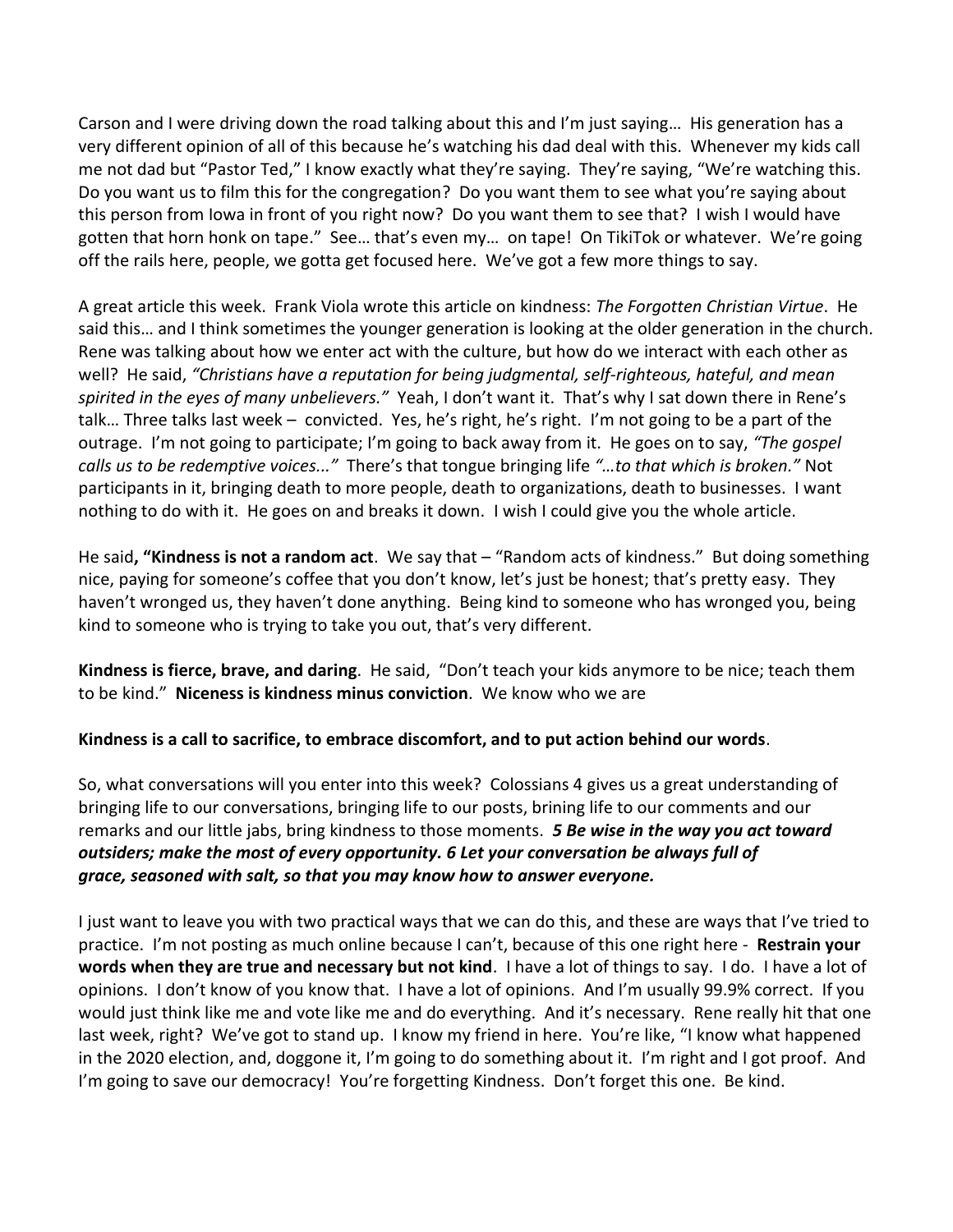Carson and I were driving down the road talking about this and I'm just saying… His generation has a very different opinion of all of this because he's watching his dad deal with this. Whenever my kids call me not dad but "Pastor Ted," I know exactly what they're saying. They're saying, "We're watching this. Do you want us to film this for the congregation? Do you want them to see what you're saying about this person from Iowa in front of you right now? Do you want them to see that? I wish I would have gotten that horn honk on tape." See… that's even my… on tape! On TikiTok or whatever. We're going off the rails here, people, we gotta get focused here. We've got a few more things to say.

A great article this week. Frank Viola wrote this article on kindness: *The Forgotten Christian Virtue*. He said this… and I think sometimes the younger generation is looking at the older generation in the church. Rene was talking about how we enter act with the culture, but how do we interact with each other as well? He said, *"Christians have a reputation for being judgmental, self-righteous, hateful, and mean spirited in the eyes of many unbelievers."* Yeah, I don't want it. That's why I sat down there in Rene's talk… Three talks last week – convicted. Yes, he's right, he's right. I'm not going to be a part of the outrage. I'm not going to participate; I'm going to back away from it. He goes on to say, *"The gospel calls us to be redemptive voices..."* There's that tongue bringing life *"…to that which is broken."* Not participants in it, bringing death to more people, death to organizations, death to businesses. I want nothing to do with it. He goes on and breaks it down. I wish I could give you the whole article.

He said**, "Kindness is not a random act**. We say that – "Random acts of kindness." But doing something nice, paying for someone's coffee that you don't know, let's just be honest; that's pretty easy. They haven't wronged us, they haven't done anything. Being kind to someone who has wronged you, being kind to someone who is trying to take you out, that's very different.

**Kindness is fierce, brave, and daring**. He said, "Don't teach your kids anymore to be nice; teach them to be kind." **Niceness is kindness minus conviction**. We know who we are

**Kindness is a call to sacrifice, to embrace discomfort, and to put action behind our words**.

So, what conversations will you enter into this week? Colossians 4 gives us a great understanding of bringing life to our conversations, bringing life to our posts, brining life to our comments and our remarks and our little jabs, bring kindness to those moments. ***5 Be wise in the way you act toward outsiders; make the most of every opportunity. 6 Let your conversation be always full of grace, seasoned with salt, so that you may know how to answer everyone.***

I just want to leave you with two practical ways that we can do this, and these are ways that I've tried to practice. I'm not posting as much online because I can't, because of this one right here - **Restrain your words when they are true and necessary but not kind**. I have a lot of things to say. I do. I have a lot of opinions. I don't know of you know that. I have a lot of opinions. And I'm usually 99.9% correct. If you would just think like me and vote like me and do everything. And it's necessary. Rene really hit that one last week, right? We've got to stand up. I know my friend in here. You're like, "I know what happened in the 2020 election, and, doggone it, I'm going to do something about it. I'm right and I got proof. And I'm going to save our democracy! You're forgetting Kindness. Don't forget this one. Be kind.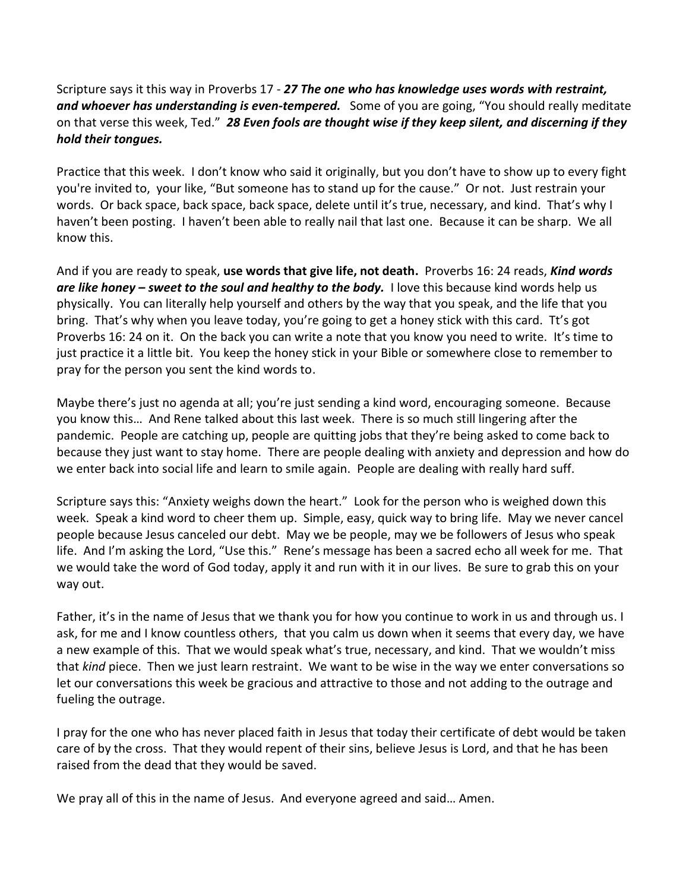Scripture says it this way in Proverbs 17 - ***27 The one who has knowledge uses words with restraint, and whoever has understanding is even-tempered.*** Some of you are going, "You should really meditate on that verse this week, Ted." ***28 Even fools are thought wise if they keep silent, and discerning if they hold their tongues.***

Practice that this week. I don't know who said it originally, but you don't have to show up to every fight you're invited to, your like, "But someone has to stand up for the cause." Or not. Just restrain your words. Or back space, back space, back space, delete until it's true, necessary, and kind. That's why I haven't been posting. I haven't been able to really nail that last one. Because it can be sharp. We all know this.

And if you are ready to speak, **use words that give life, not death.** Proverbs 16: 24 reads, ***Kind words are like honey – sweet to the soul and healthy to the body.*** I love this because kind words help us physically. You can literally help yourself and others by the way that you speak, and the life that you bring. That's why when you leave today, you're going to get a honey stick with this card. Tt's got Proverbs 16: 24 on it. On the back you can write a note that you know you need to write. It's time to just practice it a little bit. You keep the honey stick in your Bible or somewhere close to remember to pray for the person you sent the kind words to.

Maybe there's just no agenda at all; you're just sending a kind word, encouraging someone. Because you know this… And Rene talked about this last week. There is so much still lingering after the pandemic. People are catching up, people are quitting jobs that they're being asked to come back to because they just want to stay home. There are people dealing with anxiety and depression and how do we enter back into social life and learn to smile again. People are dealing with really hard suff.

Scripture says this: "Anxiety weighs down the heart." Look for the person who is weighed down this week. Speak a kind word to cheer them up. Simple, easy, quick way to bring life. May we never cancel people because Jesus canceled our debt. May we be people, may we be followers of Jesus who speak life. And I'm asking the Lord, "Use this." Rene's message has been a sacred echo all week for me. That we would take the word of God today, apply it and run with it in our lives. Be sure to grab this on your way out.

Father, it's in the name of Jesus that we thank you for how you continue to work in us and through us. I ask, for me and I know countless others, that you calm us down when it seems that every day, we have a new example of this. That we would speak what's true, necessary, and kind. That we wouldn't miss that *kind* piece. Then we just learn restraint. We want to be wise in the way we enter conversations so let our conversations this week be gracious and attractive to those and not adding to the outrage and fueling the outrage.

I pray for the one who has never placed faith in Jesus that today their certificate of debt would be taken care of by the cross. That they would repent of their sins, believe Jesus is Lord, and that he has been raised from the dead that they would be saved.

We pray all of this in the name of Jesus. And everyone agreed and said… Amen.